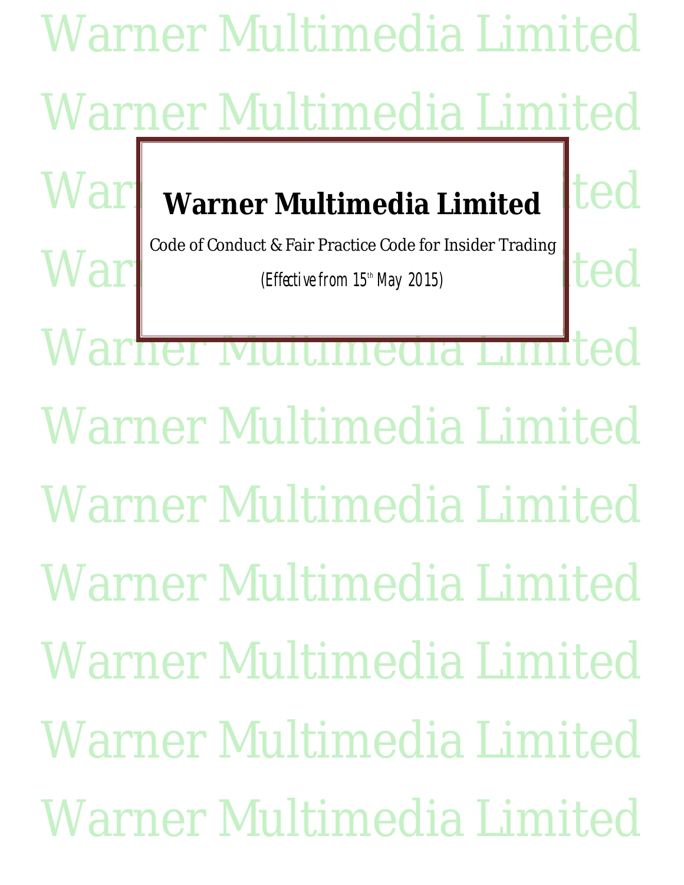# Warner Multimedia Limited

Code of Conduct & Fair Practice Code for Insider Trading

*(Effective from 15th May 2015)*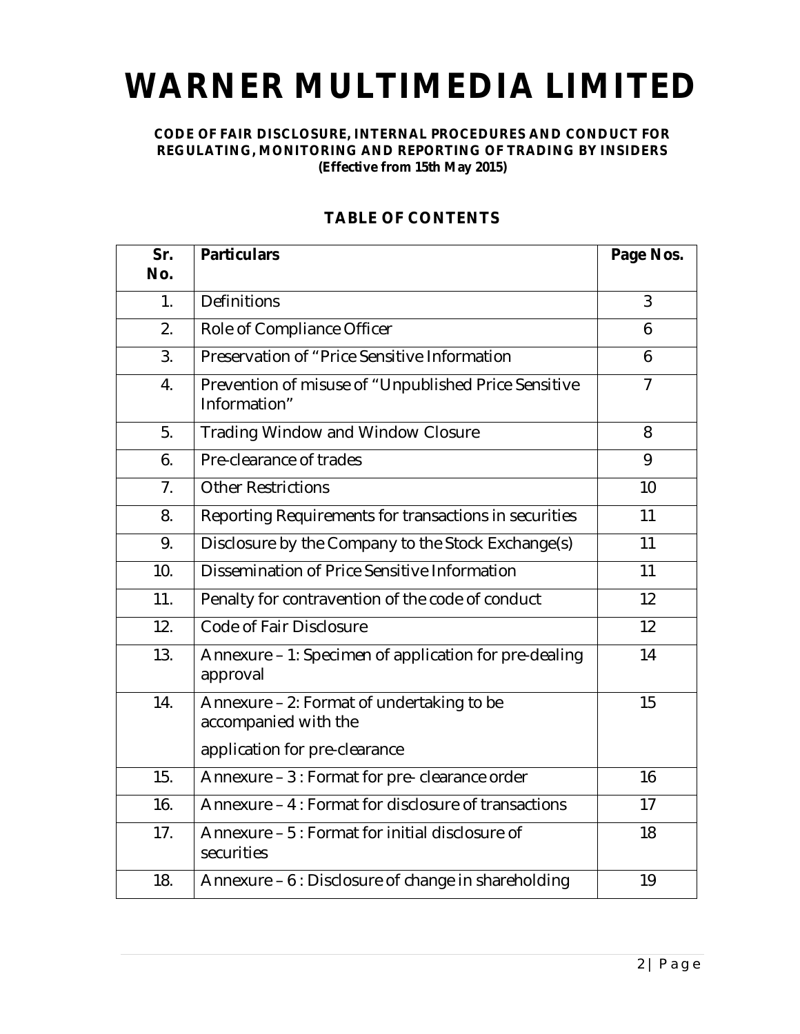# WARNER MULTIMEDIA LIMITED

**CODE OF FAIR DISCLOSURE, INTERNAL PROCEDURES AND CONDUCT FOR REGULATING, MONITORING AND REPORTING OF TRADING BY INSIDERS**
**(Effective from 15th May 2015)**

## TABLE OF CONTENTS

| Sr. No. | Particulars | Page Nos. |
|---|---|---|
| 1. | Definitions | 3 |
| 2. | Role of Compliance Officer | 6 |
| 3. | Preservation of "Price Sensitive Information | 6 |
| 4. | Prevention of misuse of "Unpublished Price Sensitive Information" | 7 |
| 5. | Trading Window and Window Closure | 8 |
| 6. | Pre-clearance of trades | 9 |
| 7. | Other Restrictions | 10 |
| 8. | Reporting Requirements for transactions in securities | 11 |
| 9. | Disclosure by the Company to the Stock Exchange(s) | 11 |
| 10. | Dissemination of Price Sensitive Information | 11 |
| 11. | Penalty for contravention of the code of conduct | 12 |
| 12. | Code of Fair Disclosure | 12 |
| 13. | Annexure – 1: Specimen of application for pre-dealing approval | 14 |
| 14. | Annexure – 2: Format of undertaking to be accompanied with the application for pre-clearance | 15 |
| 15. | Annexure – 3 : Format for pre- clearance order | 16 |
| 16. | Annexure – 4 : Format for disclosure of transactions | 17 |
| 17. | Annexure – 5 : Format for initial disclosure of securities | 18 |
| 18. | Annexure – 6 : Disclosure of change in shareholding | 19 |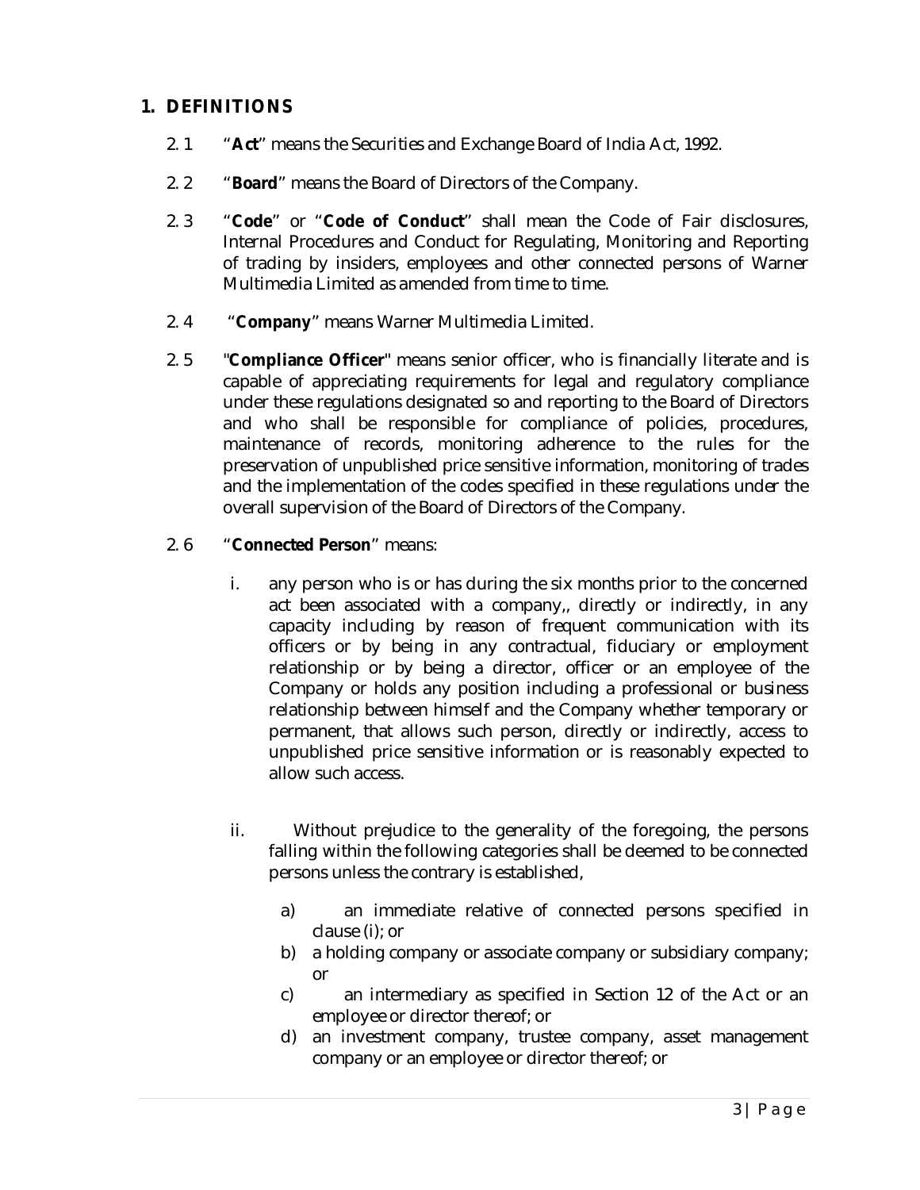## 1. DEFINITIONS

2.1 "**Act**" means the Securities and Exchange Board of India Act, 1992.

2.2 "**Board**" means the Board of Directors of the Company.

2.3 "**Code**" or "**Code of Conduct**" shall mean the Code of Fair disclosures, Internal Procedures and Conduct for Regulating, Monitoring and Reporting of trading by insiders, employees and other connected persons of Warner Multimedia Limited as amended from time to time.

2.4 "**Company**" means Warner Multimedia Limited.

2.5 "**Compliance Officer**" means senior officer, who is financially literate and is capable of appreciating requirements for legal and regulatory compliance under these regulations designated so and reporting to the Board of Directors and who shall be responsible for compliance of policies, procedures, maintenance of records, monitoring adherence to the rules for the preservation of unpublished price sensitive information, monitoring of trades and the implementation of the codes specified in these regulations under the overall supervision of the Board of Directors of the Company.

2.6 "**Connected Person**" means:

i. any person who is or has during the six months prior to the concerned act been associated with a company,, directly or indirectly, in any capacity including by reason of frequent communication with its officers or by being in any contractual, fiduciary or employment relationship or by being a director, officer or an employee of the Company or holds any position including a professional or business relationship between himself and the Company whether temporary or permanent, that allows such person, directly or indirectly, access to unpublished price sensitive information or is reasonably expected to allow such access.

ii. Without prejudice to the generality of the foregoing, the persons falling within the following categories shall be deemed to be connected persons unless the contrary is established,

a) an immediate relative of connected persons specified in clause (i); or
b) a holding company or associate company or subsidiary company; or
c) an intermediary as specified in Section 12 of the Act or an employee or director thereof; or
d) an investment company, trustee company, asset management company or an employee or director thereof; or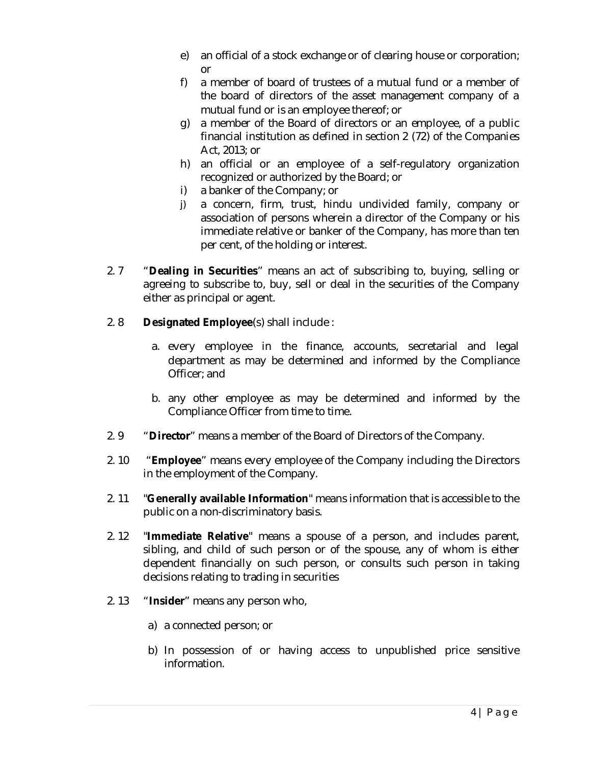e) an official of a stock exchange or of clearing house or corporation; or

f) a member of board of trustees of a mutual fund or a member of the board of directors of the asset management company of a mutual fund or is an employee thereof; or

g) a member of the Board of directors or an employee, of a public financial institution as defined in section 2 (72) of the Companies Act, 2013; or

h) an official or an employee of a self-regulatory organization recognized or authorized by the Board; or

i) a banker of the Company; or

j) a concern, firm, trust, hindu undivided family, company or association of persons wherein a director of the Company or his immediate relative or banker of the Company, has more than ten per cent, of the holding or interest.

2.7 "**Dealing in Securities**" means an act of subscribing to, buying, selling or agreeing to subscribe to, buy, sell or deal in the securities of the Company either as principal or agent.

2.8 **Designated Employee**(s) shall include :

a. every employee in the finance, accounts, secretarial and legal department as may be determined and informed by the Compliance Officer; and

b. any other employee as may be determined and informed by the Compliance Officer from time to time.

2.9 "**Director**" means a member of the Board of Directors of the Company.

2.10 "**Employee**" means every employee of the Company including the Directors in the employment of the Company.

2.11 "**Generally available Information**" means information that is accessible to the public on a non-discriminatory basis.

2.12 "**Immediate Relative**" means a spouse of a person, and includes parent, sibling, and child of such person or of the spouse, any of whom is either dependent financially on such person, or consults such person in taking decisions relating to trading in securities

2.13 "**Insider**" means any person who,

a) a connected person; or

b) In possession of or having access to unpublished price sensitive information.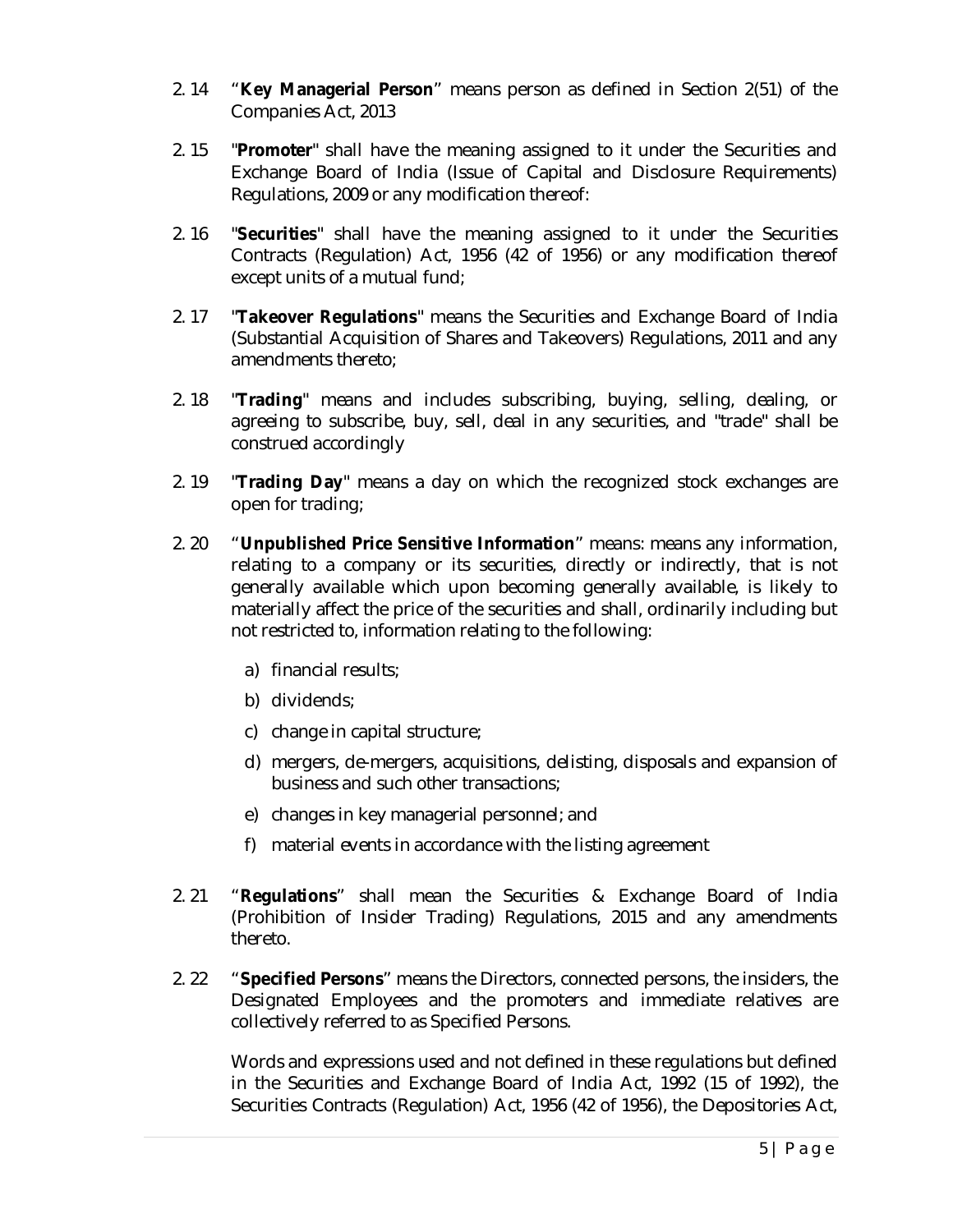2.14 "**Key Managerial Person**" means person as defined in Section 2(51) of the Companies Act, 2013

2.15 "**Promoter**" shall have the meaning assigned to it under the Securities and Exchange Board of India (Issue of Capital and Disclosure Requirements) Regulations, 2009 or any modification thereof:

2.16 "**Securities**" shall have the meaning assigned to it under the Securities Contracts (Regulation) Act, 1956 (42 of 1956) or any modification thereof except units of a mutual fund;

2.17 "**Takeover Regulations**" means the Securities and Exchange Board of India (Substantial Acquisition of Shares and Takeovers) Regulations, 2011 and any amendments thereto;

2.18 "**Trading**" means and includes subscribing, buying, selling, dealing, or agreeing to subscribe, buy, sell, deal in any securities, and "trade" shall be construed accordingly

2.19 "**Trading Day**" means a day on which the recognized stock exchanges are open for trading;

2.20 "**Unpublished Price Sensitive Information**" means: means any information, relating to a company or its securities, directly or indirectly, that is not generally available which upon becoming generally available, is likely to materially affect the price of the securities and shall, ordinarily including but not restricted to, information relating to the following:

a) financial results;

b) dividends;

c) change in capital structure;

d) mergers, de-mergers, acquisitions, delisting, disposals and expansion of business and such other transactions;

e) changes in key managerial personnel; and

f) material events in accordance with the listing agreement

2.21 "**Regulations**" shall mean the Securities & Exchange Board of India (Prohibition of Insider Trading) Regulations, 2015 and any amendments thereto.

2.22 "**Specified Persons**" means the Directors, connected persons, the insiders, the Designated Employees and the promoters and immediate relatives are collectively referred to as Specified Persons.

Words and expressions used and not defined in these regulations but defined in the Securities and Exchange Board of India Act, 1992 (15 of 1992), the Securities Contracts (Regulation) Act, 1956 (42 of 1956), the Depositories Act,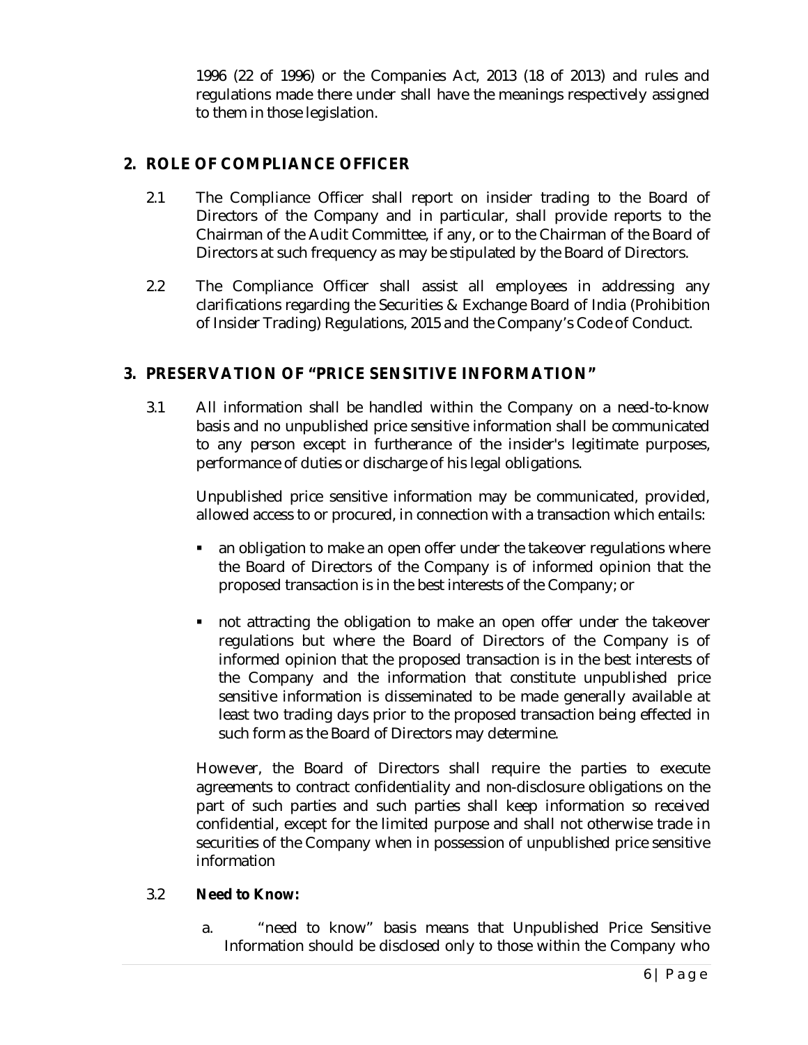1996 (22 of 1996) or the Companies Act, 2013 (18 of 2013) and rules and regulations made there under shall have the meanings respectively assigned to them in those legislation.

## 2. ROLE OF COMPLIANCE OFFICER

2.1 The Compliance Officer shall report on insider trading to the Board of Directors of the Company and in particular, shall provide reports to the Chairman of the Audit Committee, if any, or to the Chairman of the Board of Directors at such frequency as may be stipulated by the Board of Directors.

2.2 The Compliance Officer shall assist all employees in addressing any clarifications regarding the Securities & Exchange Board of India (Prohibition of Insider Trading) Regulations, 2015 and the Company's Code of Conduct.

## 3. PRESERVATION OF "PRICE SENSITIVE INFORMATION"

3.1 All information shall be handled within the Company on a need-to-know basis and no unpublished price sensitive information shall be communicated to any person except in furtherance of the insider's legitimate purposes, performance of duties or discharge of his legal obligations.

Unpublished price sensitive information may be communicated, provided, allowed access to or procured, in connection with a transaction which entails:

- an obligation to make an open offer under the takeover regulations where the Board of Directors of the Company is of informed opinion that the proposed transaction is in the best interests of the Company; or
- not attracting the obligation to make an open offer under the takeover regulations but where the Board of Directors of the Company is of informed opinion that the proposed transaction is in the best interests of the Company and the information that constitute unpublished price sensitive information is disseminated to be made generally available at least two trading days prior to the proposed transaction being effected in such form as the Board of Directors may determine.

However, the Board of Directors shall require the parties to execute agreements to contract confidentiality and non-disclosure obligations on the part of such parties and such parties shall keep information so received confidential, except for the limited purpose and shall not otherwise trade in securities of the Company when in possession of unpublished price sensitive information

3.2 **Need to Know:**

a. "need to know" basis means that Unpublished Price Sensitive Information should be disclosed only to those within the Company who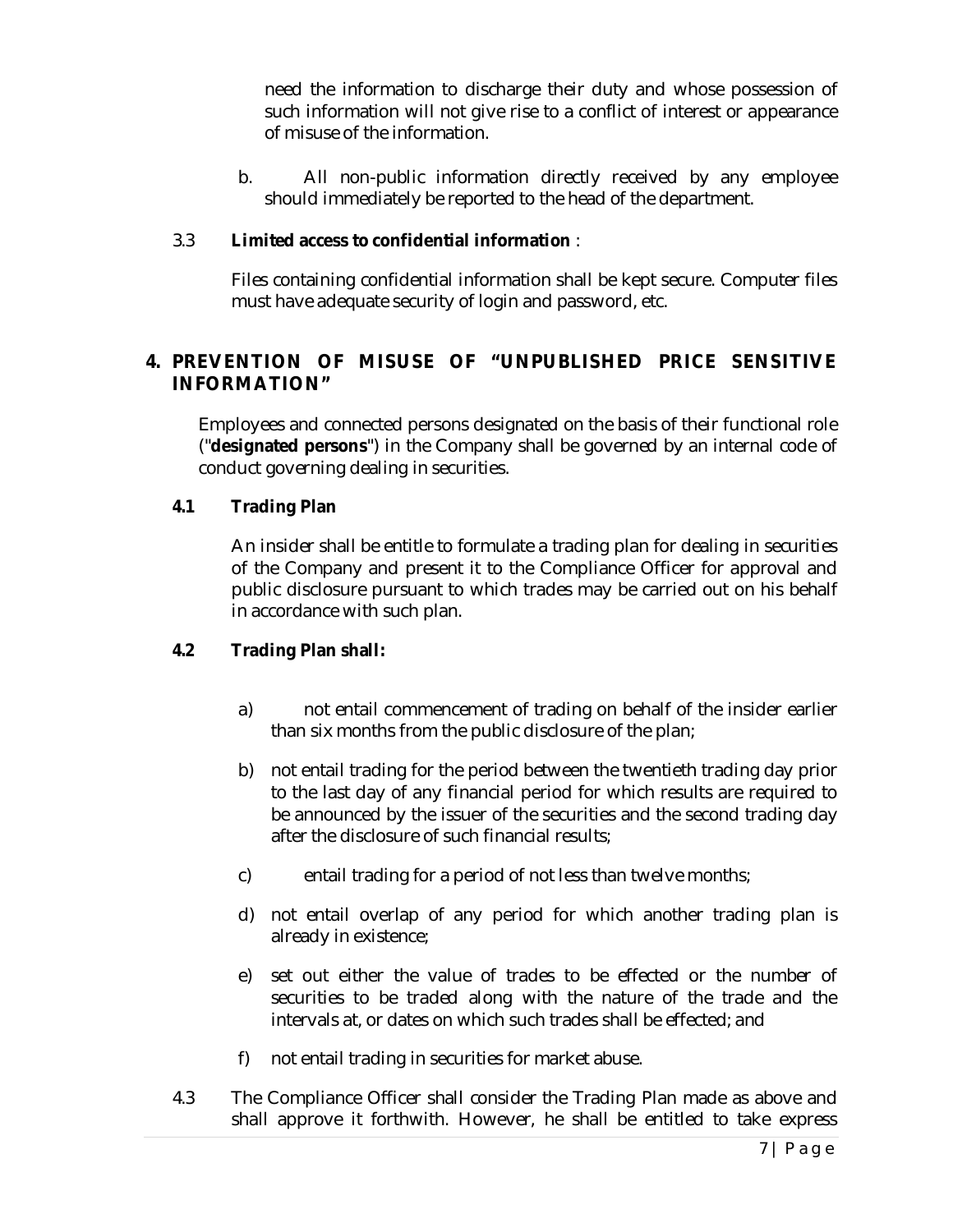need the information to discharge their duty and whose possession of such information will not give rise to a conflict of interest or appearance of misuse of the information.

b. All non-public information directly received by any employee should immediately be reported to the head of the department.

3.3 **Limited access to confidential information** :

Files containing confidential information shall be kept secure. Computer files must have adequate security of login and password, etc.

## 4. PREVENTION OF MISUSE OF "UNPUBLISHED PRICE SENSITIVE INFORMATION"

Employees and connected persons designated on the basis of their functional role ("**designated persons**") in the Company shall be governed by an internal code of conduct governing dealing in securities.

**4.1 Trading Plan**

An insider shall be entitle to formulate a trading plan for dealing in securities of the Company and present it to the Compliance Officer for approval and public disclosure pursuant to which trades may be carried out on his behalf in accordance with such plan.

**4.2 Trading Plan shall:**

a) not entail commencement of trading on behalf of the insider earlier than six months from the public disclosure of the plan;

b) not entail trading for the period between the twentieth trading day prior to the last day of any financial period for which results are required to be announced by the issuer of the securities and the second trading day after the disclosure of such financial results;

c) entail trading for a period of not less than twelve months;

d) not entail overlap of any period for which another trading plan is already in existence;

e) set out either the value of trades to be effected or the number of securities to be traded along with the nature of the trade and the intervals at, or dates on which such trades shall be effected; and

f) not entail trading in securities for market abuse.

4.3 The Compliance Officer shall consider the Trading Plan made as above and shall approve it forthwith. However, he shall be entitled to take express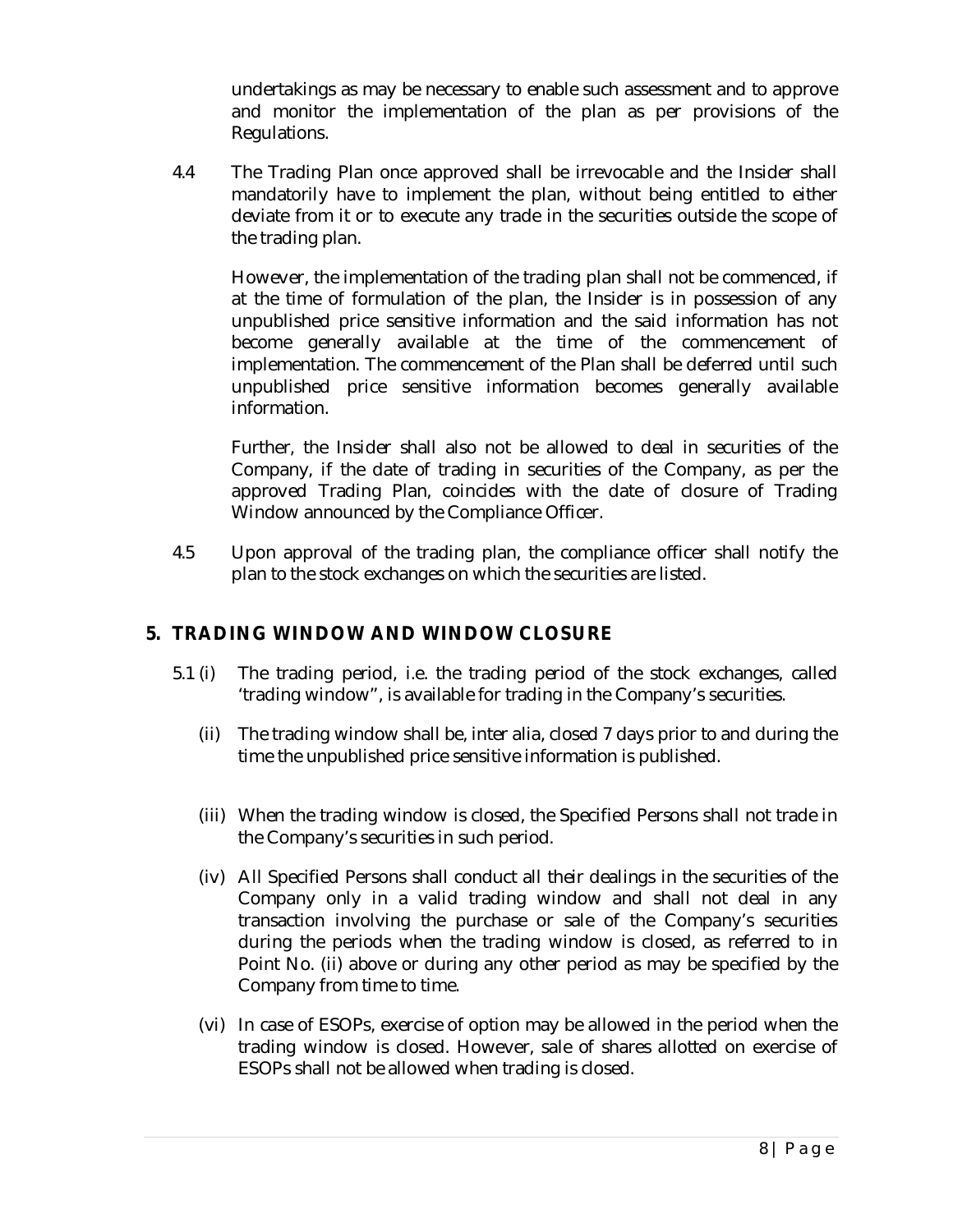undertakings as may be necessary to enable such assessment and to approve and monitor the implementation of the plan as per provisions of the Regulations.

4.4 The Trading Plan once approved shall be irrevocable and the Insider shall mandatorily have to implement the plan, without being entitled to either deviate from it or to execute any trade in the securities outside the scope of the trading plan.

However, the implementation of the trading plan shall not be commenced, if at the time of formulation of the plan, the Insider is in possession of any unpublished price sensitive information and the said information has not become generally available at the time of the commencement of implementation. The commencement of the Plan shall be deferred until such unpublished price sensitive information becomes generally available information.

Further, the Insider shall also not be allowed to deal in securities of the Company, if the date of trading in securities of the Company, as per the approved Trading Plan, coincides with the date of closure of Trading Window announced by the Compliance Officer.

4.5 Upon approval of the trading plan, the compliance officer shall notify the plan to the stock exchanges on which the securities are listed.

## 5. TRADING WINDOW AND WINDOW CLOSURE

5.1 (i) The trading period, i.e. the trading period of the stock exchanges, called 'trading window", is available for trading in the Company's securities.

(ii) The trading window shall be, inter alia, closed 7 days prior to and during the time the unpublished price sensitive information is published.

(iii) When the trading window is closed, the Specified Persons shall not trade in the Company's securities in such period.

(iv) All Specified Persons shall conduct all their dealings in the securities of the Company only in a valid trading window and shall not deal in any transaction involving the purchase or sale of the Company's securities during the periods when the trading window is closed, as referred to in Point No. (ii) above or during any other period as may be specified by the Company from time to time.

(vi) In case of ESOPs, exercise of option may be allowed in the period when the trading window is closed. However, sale of shares allotted on exercise of ESOPs shall not be allowed when trading is closed.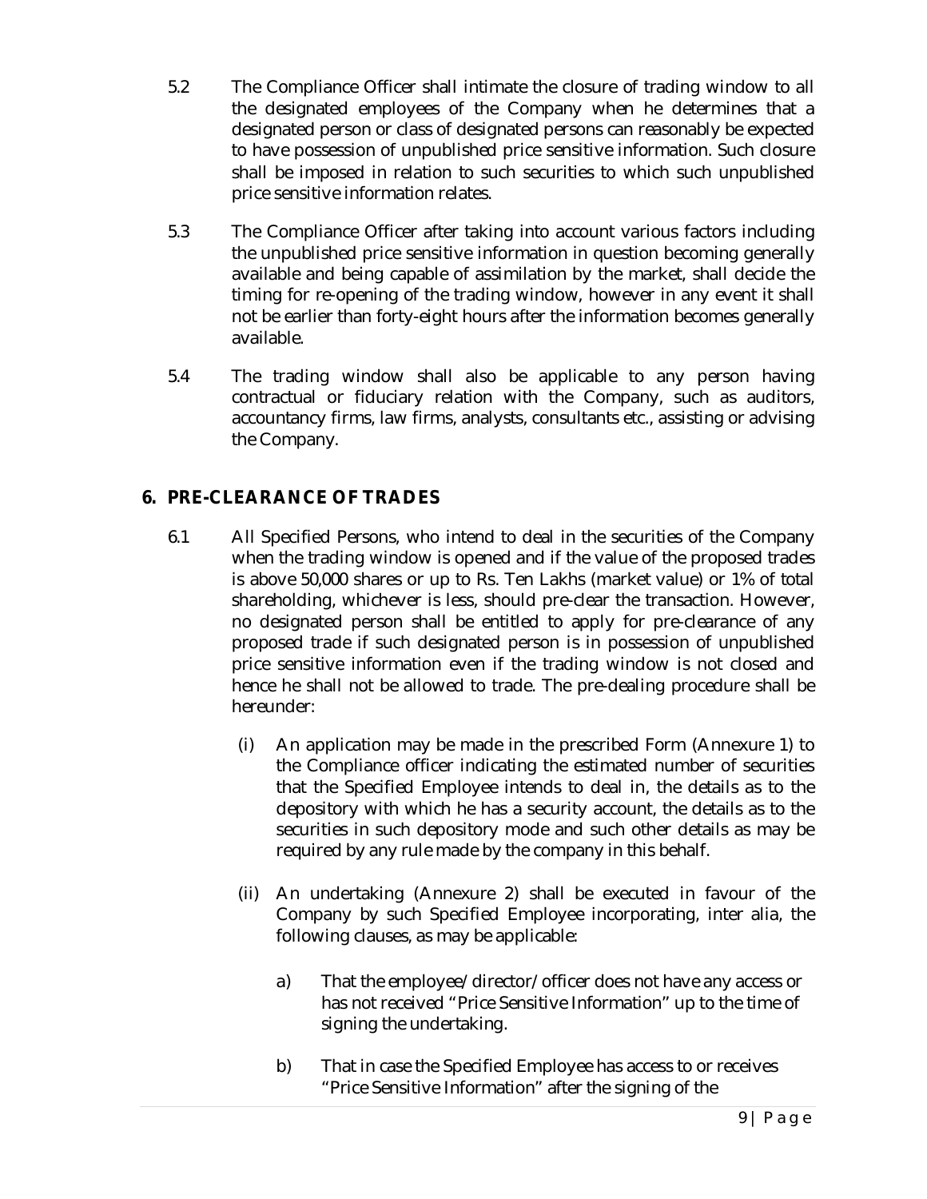5.2 The Compliance Officer shall intimate the closure of trading window to all the designated employees of the Company when he determines that a designated person or class of designated persons can reasonably be expected to have possession of unpublished price sensitive information. Such closure shall be imposed in relation to such securities to which such unpublished price sensitive information relates.

5.3 The Compliance Officer after taking into account various factors including the unpublished price sensitive information in question becoming generally available and being capable of assimilation by the market, shall decide the timing for re-opening of the trading window, however in any event it shall not be earlier than forty-eight hours after the information becomes generally available.

5.4 The trading window shall also be applicable to any person having contractual or fiduciary relation with the Company, such as auditors, accountancy firms, law firms, analysts, consultants etc., assisting or advising the Company.

## 6. PRE-CLEARANCE OF TRADES

6.1 All Specified Persons, who intend to deal in the securities of the Company when the trading window is opened and if the value of the proposed trades is above 50,000 shares or up to Rs. Ten Lakhs (market value) or 1% of total shareholding, whichever is less, should pre-clear the transaction. However, no designated person shall be entitled to apply for pre-clearance of any proposed trade if such designated person is in possession of unpublished price sensitive information even if the trading window is not closed and hence he shall not be allowed to trade. The pre-dealing procedure shall be hereunder:

(i) An application may be made in the prescribed Form (Annexure 1) to the Compliance officer indicating the estimated number of securities that the Specified Employee intends to deal in, the details as to the depository with which he has a security account, the details as to the securities in such depository mode and such other details as may be required by any rule made by the company in this behalf.

(ii) An undertaking (Annexure 2) shall be executed in favour of the Company by such Specified Employee incorporating, inter alia, the following clauses, as may be applicable:

a) That the employee/director/officer does not have any access or has not received "Price Sensitive Information" up to the time of signing the undertaking.

b) That in case the Specified Employee has access to or receives "Price Sensitive Information" after the signing of the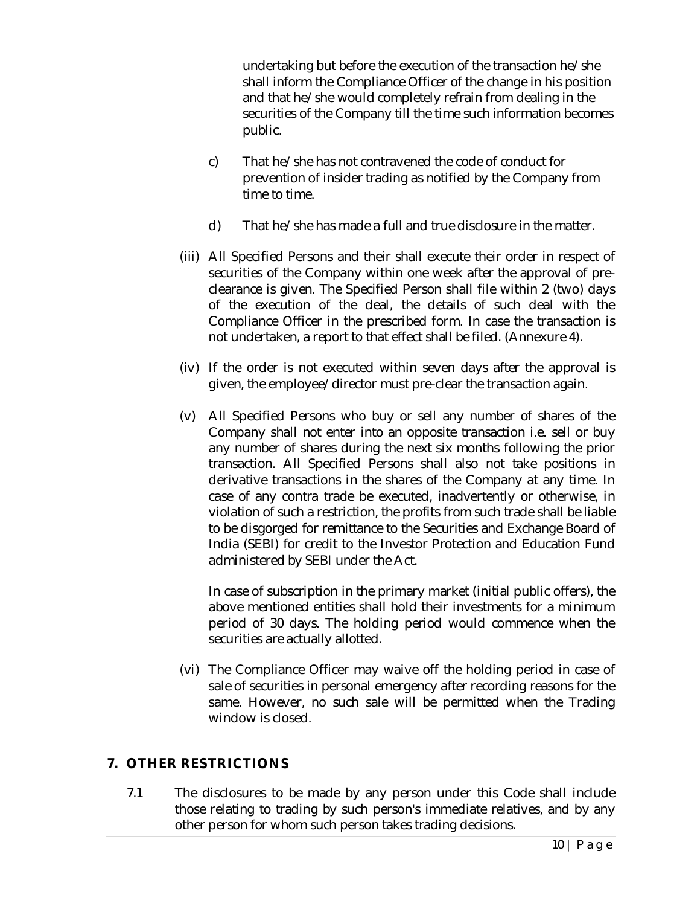undertaking but before the execution of the transaction he/she shall inform the Compliance Officer of the change in his position and that he/she would completely refrain from dealing in the securities of the Company till the time such information becomes public.

c) That he/she has not contravened the code of conduct for prevention of insider trading as notified by the Company from time to time.

d) That he/she has made a full and true disclosure in the matter.

(iii) All Specified Persons and their shall execute their order in respect of securities of the Company within one week after the approval of pre-clearance is given. The Specified Person shall file within 2 (two) days of the execution of the deal, the details of such deal with the Compliance Officer in the prescribed form. In case the transaction is not undertaken, a report to that effect shall be filed. (Annexure 4).

(iv) If the order is not executed within seven days after the approval is given, the employee/director must pre-clear the transaction again.

(v) All Specified Persons who buy or sell any number of shares of the Company shall not enter into an opposite transaction i.e. sell or buy any number of shares during the next six months following the prior transaction. All Specified Persons shall also not take positions in derivative transactions in the shares of the Company at any time. In case of any contra trade be executed, inadvertently or otherwise, in violation of such a restriction, the profits from such trade shall be liable to be disgorged for remittance to the Securities and Exchange Board of India (SEBI) for credit to the Investor Protection and Education Fund administered by SEBI under the Act.

In case of subscription in the primary market (initial public offers), the above mentioned entities shall hold their investments for a minimum period of 30 days. The holding period would commence when the securities are actually allotted.

(vi) The Compliance Officer may waive off the holding period in case of sale of securities in personal emergency after recording reasons for the same. However, no such sale will be permitted when the Trading window is closed.

## 7. OTHER RESTRICTIONS

7.1 The disclosures to be made by any person under this Code shall include those relating to trading by such person's immediate relatives, and by any other person for whom such person takes trading decisions.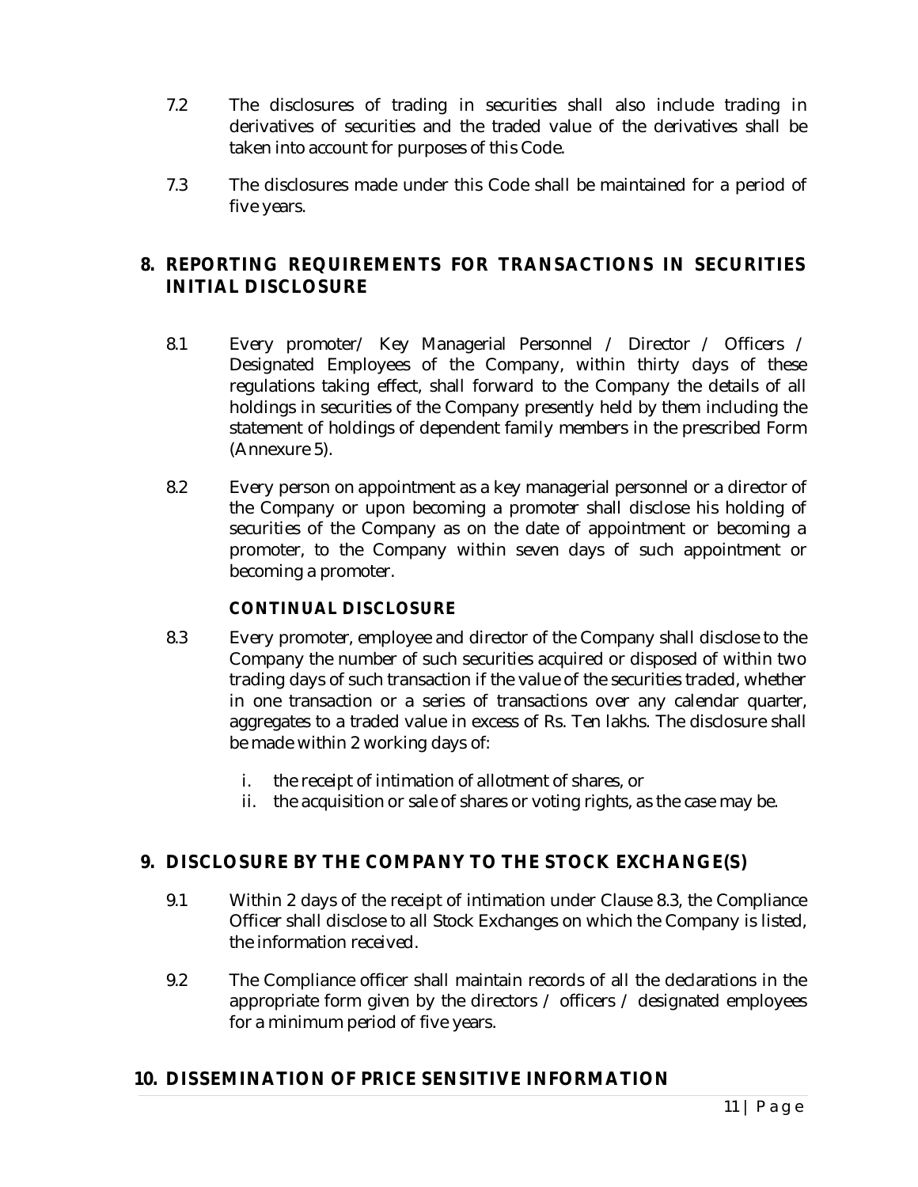7.2 The disclosures of trading in securities shall also include trading in derivatives of securities and the traded value of the derivatives shall be taken into account for purposes of this Code.

7.3 The disclosures made under this Code shall be maintained for a period of five years.

## 8. REPORTING REQUIREMENTS FOR TRANSACTIONS IN SECURITIES INITIAL DISCLOSURE

8.1 Every promoter/ Key Managerial Personnel / Director / Officers / Designated Employees of the Company, within thirty days of these regulations taking effect, shall forward to the Company the details of all holdings in securities of the Company presently held by them including the statement of holdings of dependent family members in the prescribed Form (Annexure 5).

8.2 Every person on appointment as a key managerial personnel or a director of the Company or upon becoming a promoter shall disclose his holding of securities of the Company as on the date of appointment or becoming a promoter, to the Company within seven days of such appointment or becoming a promoter.

**CONTINUAL DISCLOSURE**

8.3 Every promoter, employee and director of the Company shall disclose to the Company the number of such securities acquired or disposed of within two trading days of such transaction if the value of the securities traded, whether in one transaction or a series of transactions over any calendar quarter, aggregates to a traded value in excess of Rs. Ten lakhs. The disclosure shall be made within 2 working days of:

i. the receipt of intimation of allotment of shares, or
ii. the acquisition or sale of shares or voting rights, as the case may be.

## 9. DISCLOSURE BY THE COMPANY TO THE STOCK EXCHANGE(S)

9.1 Within 2 days of the receipt of intimation under Clause 8.3, the Compliance Officer shall disclose to all Stock Exchanges on which the Company is listed, the information received.

9.2 The Compliance officer shall maintain records of all the declarations in the appropriate form given by the directors / officers / designated employees for a minimum period of five years.

## 10. DISSEMINATION OF PRICE SENSITIVE INFORMATION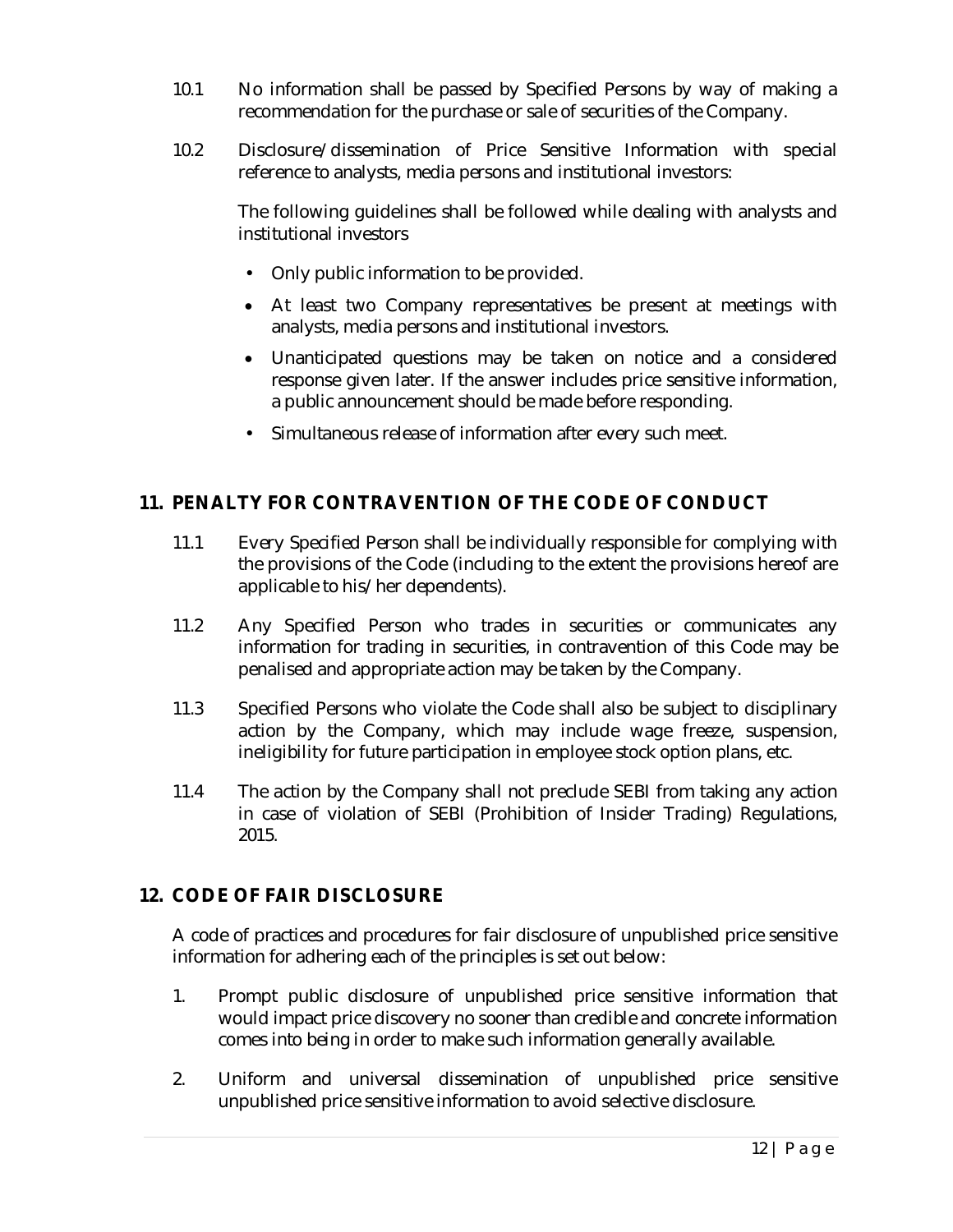10.1 No information shall be passed by Specified Persons by way of making a recommendation for the purchase or sale of securities of the Company.

10.2 Disclosure/dissemination of Price Sensitive Information with special reference to analysts, media persons and institutional investors:

The following guidelines shall be followed while dealing with analysts and institutional investors

- Only public information to be provided.
- At least two Company representatives be present at meetings with analysts, media persons and institutional investors.
- Unanticipated questions may be taken on notice and a considered response given later. If the answer includes price sensitive information, a public announcement should be made before responding.
- Simultaneous release of information after every such meet.

## 11. PENALTY FOR CONTRAVENTION OF THE CODE OF CONDUCT

11.1 Every Specified Person shall be individually responsible for complying with the provisions of the Code (including to the extent the provisions hereof are applicable to his/her dependents).

11.2 Any Specified Person who trades in securities or communicates any information for trading in securities, in contravention of this Code may be penalised and appropriate action may be taken by the Company.

11.3 Specified Persons who violate the Code shall also be subject to disciplinary action by the Company, which may include wage freeze, suspension, ineligibility for future participation in employee stock option plans, etc.

11.4 The action by the Company shall not preclude SEBI from taking any action in case of violation of SEBI (Prohibition of Insider Trading) Regulations, 2015.

## 12. CODE OF FAIR DISCLOSURE

A code of practices and procedures for fair disclosure of unpublished price sensitive information for adhering each of the principles is set out below:

1. Prompt public disclosure of unpublished price sensitive information that would impact price discovery no sooner than credible and concrete information comes into being in order to make such information generally available.

2. Uniform and universal dissemination of unpublished price sensitive unpublished price sensitive information to avoid selective disclosure.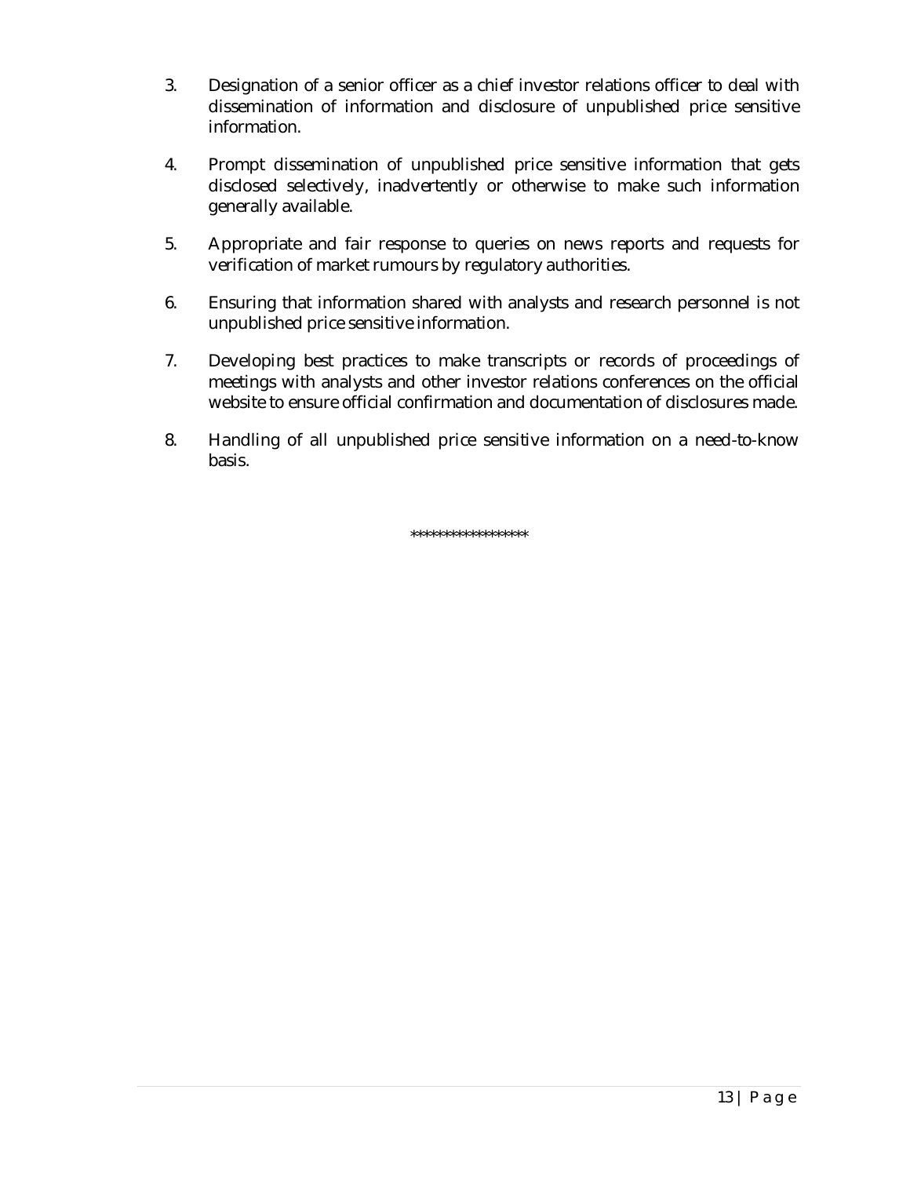3. Designation of a senior officer as a chief investor relations officer to deal with dissemination of information and disclosure of unpublished price sensitive information.

4. Prompt dissemination of unpublished price sensitive information that gets disclosed selectively, inadvertently or otherwise to make such information generally available.

5. Appropriate and fair response to queries on news reports and requests for verification of market rumours by regulatory authorities.

6. Ensuring that information shared with analysts and research personnel is not unpublished price sensitive information.

7. Developing best practices to make transcripts or records of proceedings of meetings with analysts and other investor relations conferences on the official website to ensure official confirmation and documentation of disclosures made.

8. Handling of all unpublished price sensitive information on a need-to-know basis.

\*\*\*\*\*\*\*\*\*\*\*\*\*\*\*\*\*\*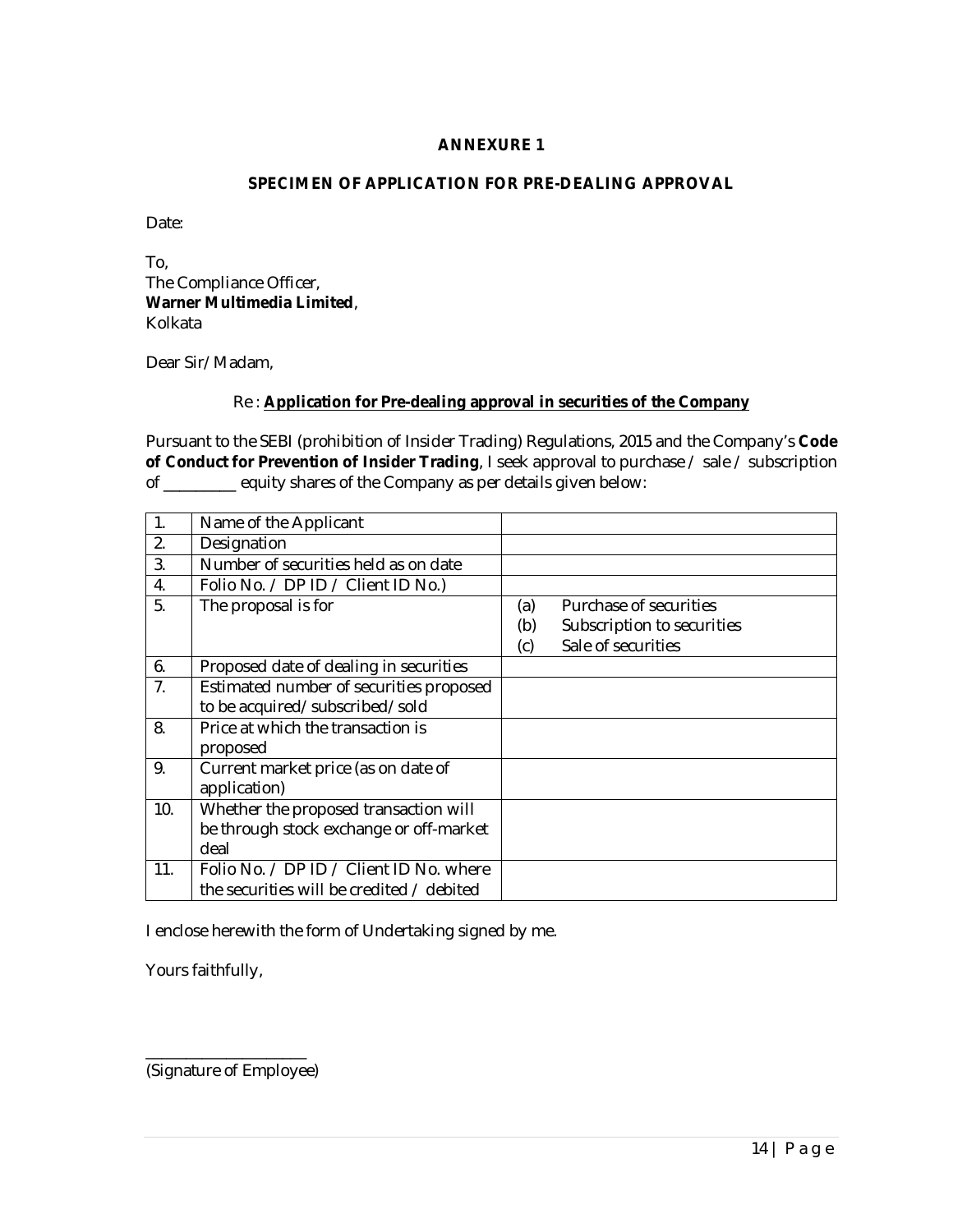## ANNEXURE 1

### SPECIMEN OF APPLICATION FOR PRE-DEALING APPROVAL

Date:

To,
The Compliance Officer,
**Warner Multimedia Limited**,
Kolkata

Dear Sir/Madam,

Re : **Application for Pre-dealing approval in securities of the Company**

Pursuant to the SEBI (prohibition of Insider Trading) Regulations, 2015 and the Company's **Code of Conduct for Prevention of Insider Trading**, I seek approval to purchase / sale / subscription of _________ equity shares of the Company as per details given below:

| | | |
|---|---|---|
| 1. | Name of the Applicant | |
| 2. | Designation | |
| 3. | Number of securities held as on date | |
| 4. | Folio No. / DP ID / Client ID No.) | |
| 5. | The proposal is for | (a) Purchase of securities<br>(b) Subscription to securities<br>(c) Sale of securities |
| 6. | Proposed date of dealing in securities | |
| 7. | Estimated number of securities proposed to be acquired/subscribed/sold | |
| 8. | Price at which the transaction is proposed | |
| 9. | Current market price (as on date of application) | |
| 10. | Whether the proposed transaction will be through stock exchange or off-market deal | |
| 11. | Folio No. / DP ID / Client ID No. where the securities will be credited / debited | |

I enclose herewith the form of Undertaking signed by me.

Yours faithfully,

_____________________
(Signature of Employee)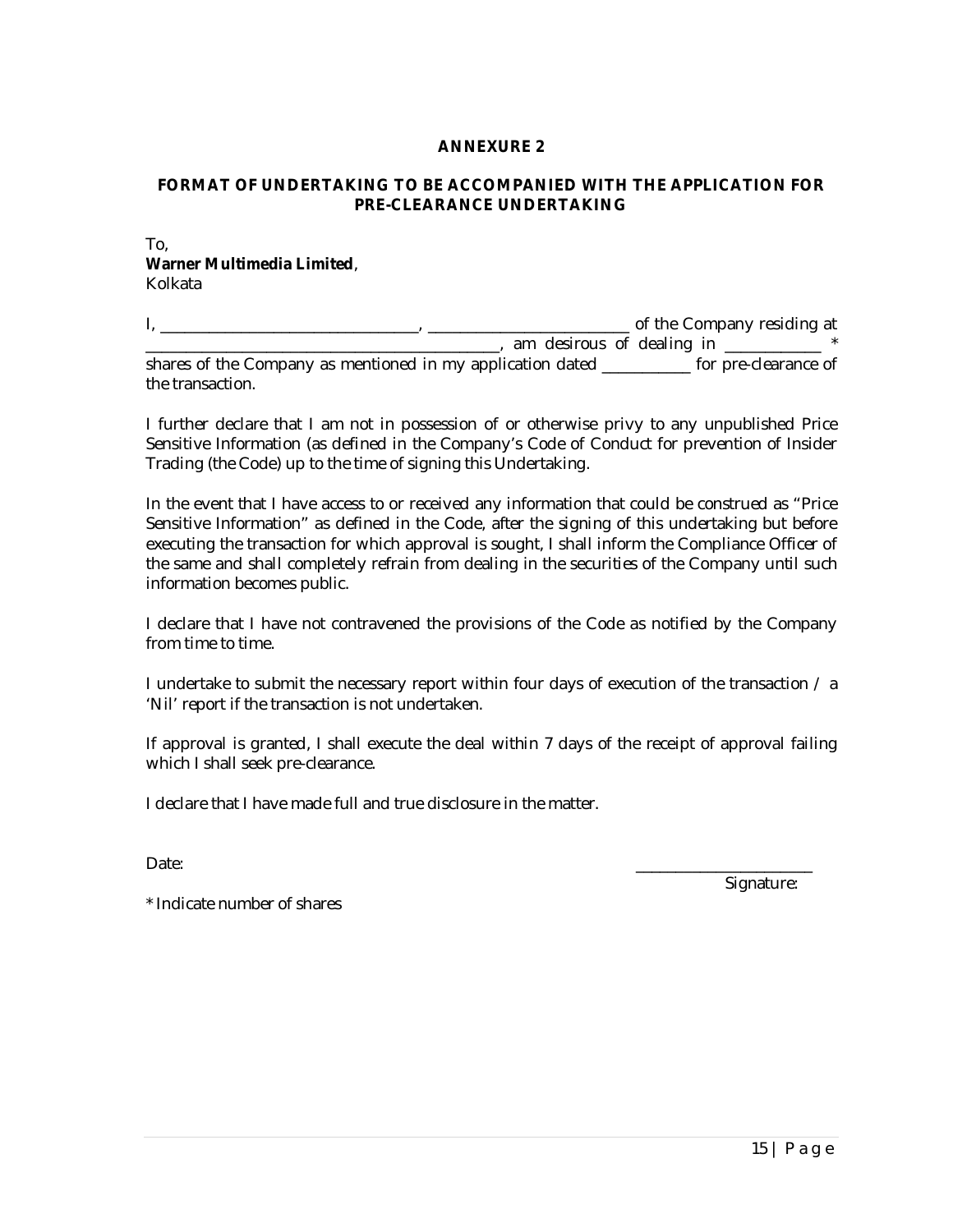## ANNEXURE 2

### FORMAT OF UNDERTAKING TO BE ACCOMPANIED WITH THE APPLICATION FOR PRE-CLEARANCE UNDERTAKING

To,
**Warner Multimedia Limited**,
Kolkata

I, _________________________________, _________________________ of the Company residing at ____________________________________________, am desirous of dealing in ____________ * shares of the Company as mentioned in my application dated ___________ for pre-clearance of the transaction.

I further declare that I am not in possession of or otherwise privy to any unpublished Price Sensitive Information (as defined in the Company's Code of Conduct for prevention of Insider Trading (the Code) up to the time of signing this Undertaking.

In the event that I have access to or received any information that could be construed as "Price Sensitive Information" as defined in the Code, after the signing of this undertaking but before executing the transaction for which approval is sought, I shall inform the Compliance Officer of the same and shall completely refrain from dealing in the securities of the Company until such information becomes public.

I declare that I have not contravened the provisions of the Code as notified by the Company from time to time.

I undertake to submit the necessary report within four days of execution of the transaction / a 'Nil' report if the transaction is not undertaken.

If approval is granted, I shall execute the deal within 7 days of the receipt of approval failing which I shall seek pre-clearance.

I declare that I have made full and true disclosure in the matter.

Date:

______________________
Signature:

* Indicate number of shares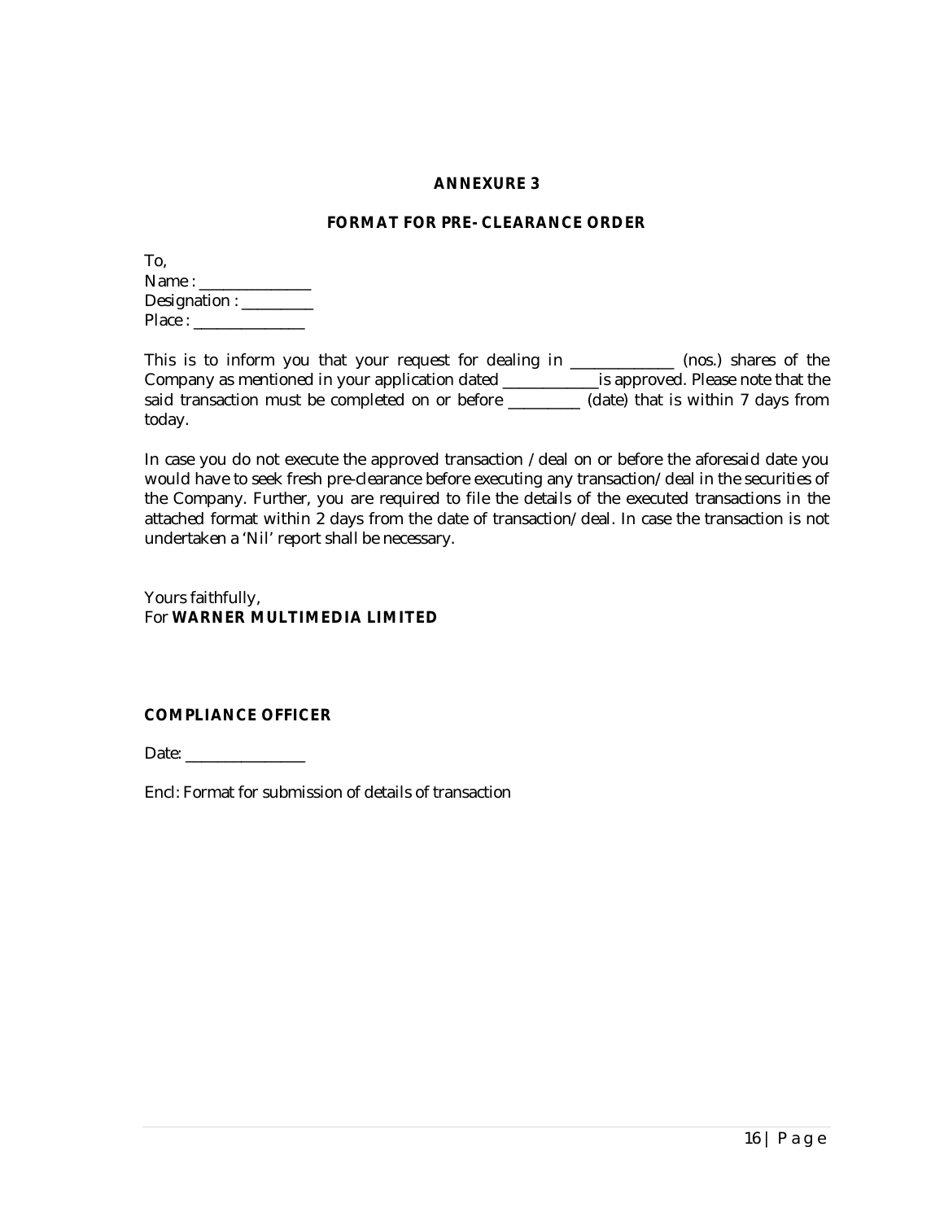## ANNEXURE 3

### FORMAT FOR PRE- CLEARANCE ORDER

To,
Name : ______________
Designation : _________
Place : ______________

This is to inform you that your request for dealing in _____________ (nos.) shares of the Company as mentioned in your application dated ____________is approved. Please note that the said transaction must be completed on or before _________ (date) that is within 7 days from today.

In case you do not execute the approved transaction /deal on or before the aforesaid date you would have to seek fresh pre-clearance before executing any transaction/deal in the securities of the Company. Further, you are required to file the details of the executed transactions in the attached format within 2 days from the date of transaction/deal. In case the transaction is not undertaken a 'Nil' report shall be necessary.

Yours faithfully,
For **WARNER MULTIMEDIA LIMITED**

**COMPLIANCE OFFICER**

Date: _______________

Encl: Format for submission of details of transaction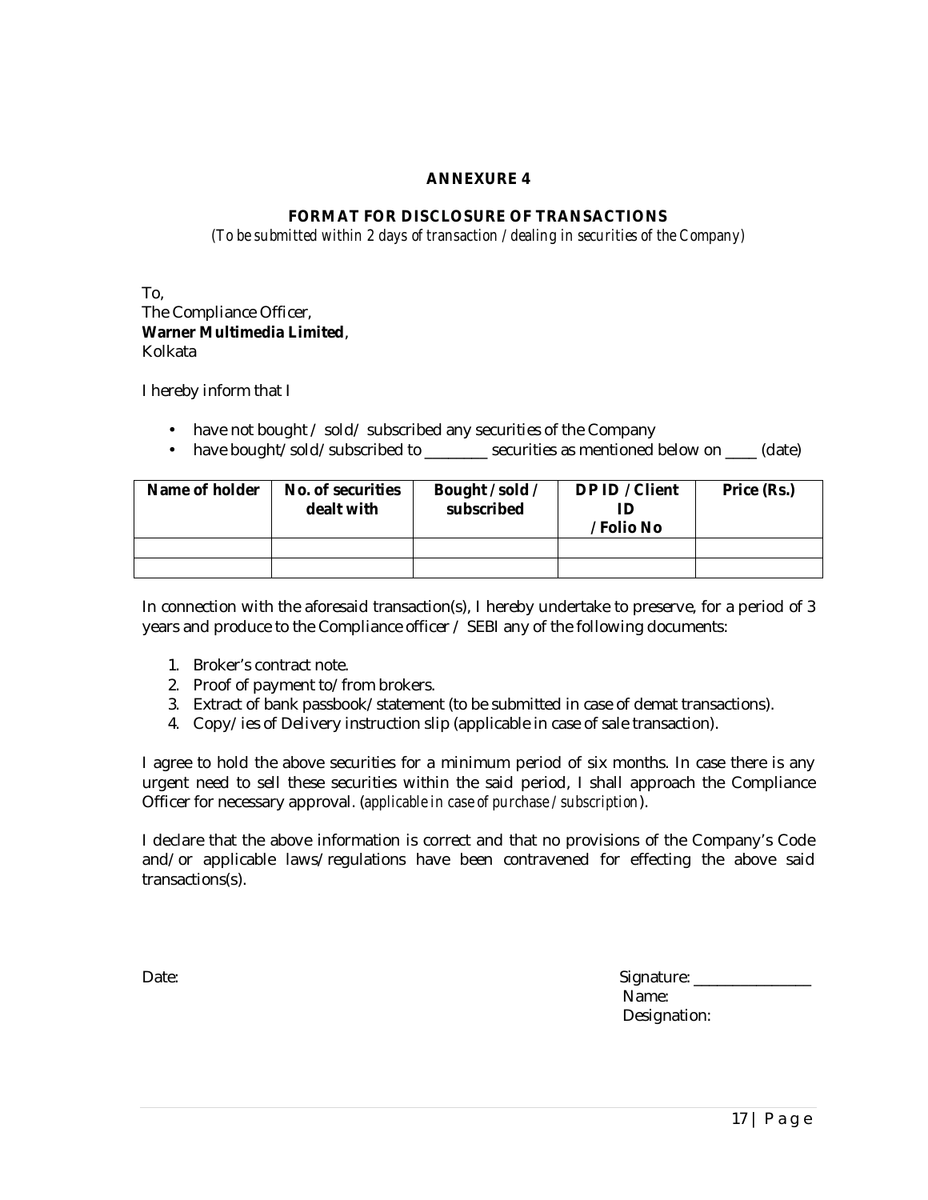## ANNEXURE 4

### FORMAT FOR DISCLOSURE OF TRANSACTIONS

*(To be submitted within 2 days of transaction / dealing in securities of the Company)*

To,
The Compliance Officer,
**Warner Multimedia Limited**,
Kolkata

I hereby inform that I

- have not bought / sold/ subscribed any securities of the Company
- have bought/sold/subscribed to ________ securities as mentioned below on ____ (date)

| Name of holder | No. of securities dealt with | Bought / sold / subscribed | DP ID / Client ID / Folio No | Price (Rs.) |
|---|---|---|---|---|
| | | | | |
| | | | | |

In connection with the aforesaid transaction(s), I hereby undertake to preserve, for a period of 3 years and produce to the Compliance officer / SEBI any of the following documents:

1. Broker's contract note.
2. Proof of payment to/from brokers.
3. Extract of bank passbook/statement (to be submitted in case of demat transactions).
4. Copy/ies of Delivery instruction slip (applicable in case of sale transaction).

I agree to hold the above securities for a minimum period of six months. In case there is any urgent need to sell these securities within the said period, I shall approach the Compliance Officer for necessary approval. (*applicable in case of purchase / subscription*).

I declare that the above information is correct and that no provisions of the Company's Code and/or applicable laws/regulations have been contravened for effecting the above said transactions(s).

Date:

Signature: _______________
Name:
Designation: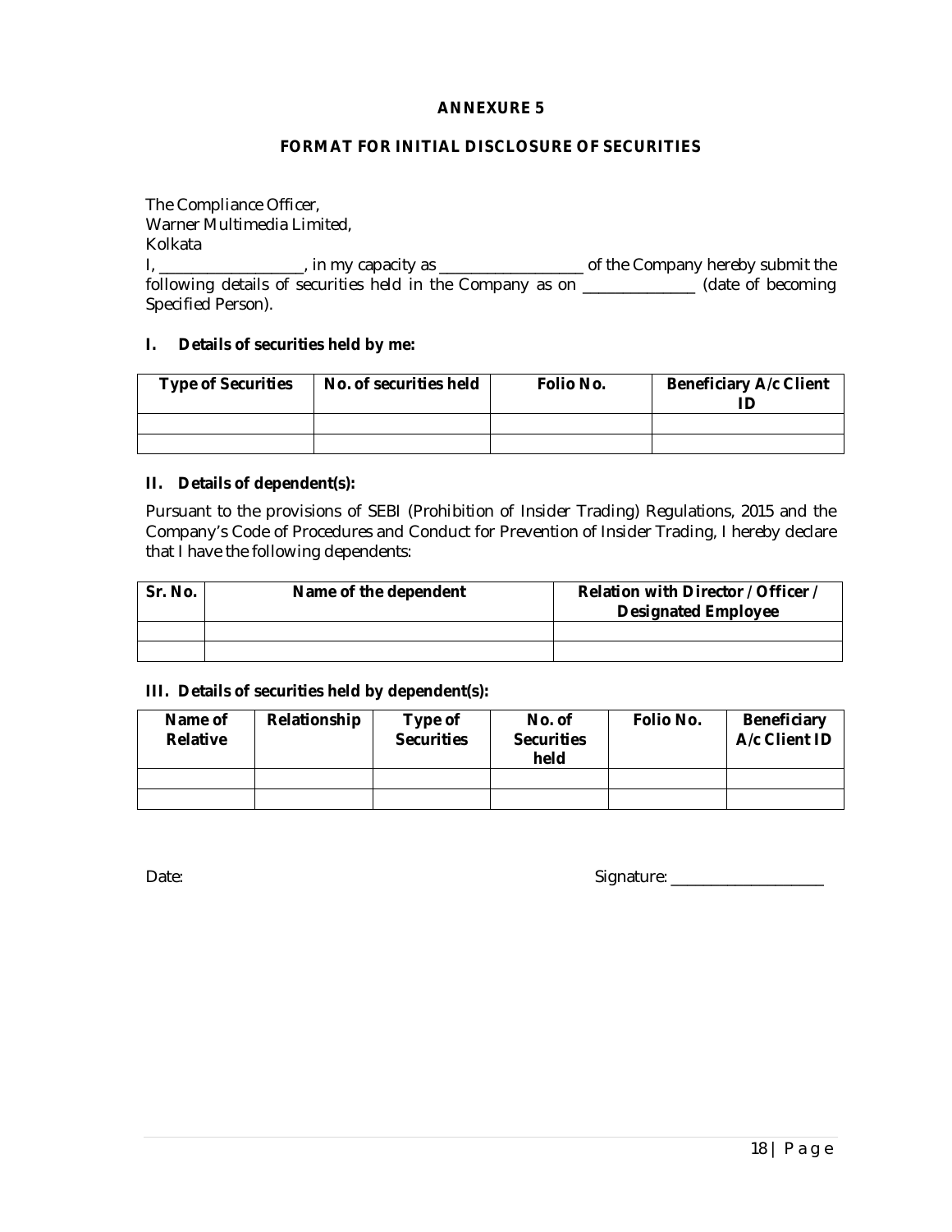# ANNEXURE 5

## FORMAT FOR INITIAL DISCLOSURE OF SECURITIES

The Compliance Officer,
Warner Multimedia Limited,
Kolkata

I, __________________, in my capacity as __________________ of the Company hereby submit the following details of securities held in the Company as on ______________ (date of becoming Specified Person).

### I. Details of securities held by me:

| Type of Securities | No. of securities held | Folio No. | Beneficiary A/c Client ID |
|---|---|---|---|
| | | | |
| | | | |

### II. Details of dependent(s):

Pursuant to the provisions of SEBI (Prohibition of Insider Trading) Regulations, 2015 and the Company's Code of Procedures and Conduct for Prevention of Insider Trading, I hereby declare that I have the following dependents:

| Sr. No. | Name of the dependent | Relation with Director / Officer / Designated Employee |
|---|---|---|
| | | |
| | | |

### III. Details of securities held by dependent(s):

| Name of Relative | Relationship | Type of Securities | No. of Securities held | Folio No. | Beneficiary A/c Client ID |
|---|---|---|---|---|---|
| | | | | | |
| | | | | | |

Date:

Signature: ____________________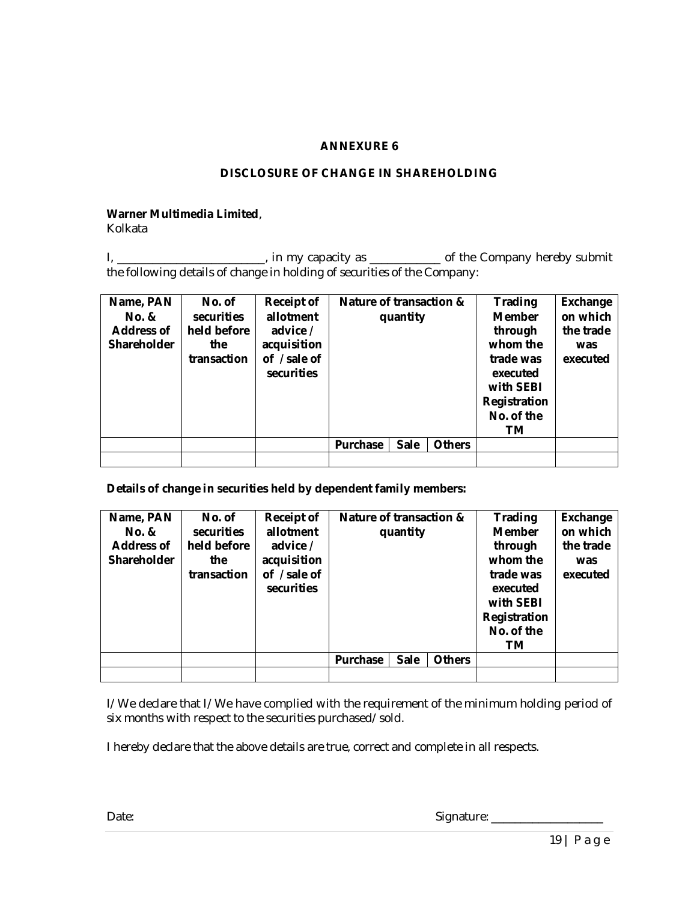## ANNEXURE 6

## DISCLOSURE OF CHANGE IN SHAREHOLDING

**Warner Multimedia Limited**,
Kolkata

I, _________________________, in my capacity as ____________ of the Company hereby submit the following details of change in holding of securities of the Company:

| Name, PAN No. & Address of Shareholder | No. of securities held before the transaction | Receipt of allotment advice / acquisition of / sale of securities | Nature of transaction & quantity | | | Trading Member through whom the trade was executed with SEBI Registration No. of the TM | Exchange on which the trade was executed |
|---|---|---|---|---|---|---|---|
| | | | **Purchase** | **Sale** | **Others** | | |
| | | | | | | | |

**Details of change in securities held by dependent family members:**

| Name, PAN No. & Address of Shareholder | No. of securities held before the transaction | Receipt of allotment advice / acquisition of / sale of securities | Nature of transaction & quantity | | | Trading Member through whom the trade was executed with SEBI Registration No. of the TM | Exchange on which the trade was executed |
|---|---|---|---|---|---|---|---|
| | | | **Purchase** | **Sale** | **Others** | | |
| | | | | | | | |

I/We declare that I/We have complied with the requirement of the minimum holding period of six months with respect to the securities purchased/sold.

I hereby declare that the above details are true, correct and complete in all respects.

Date:

Signature: ___________________